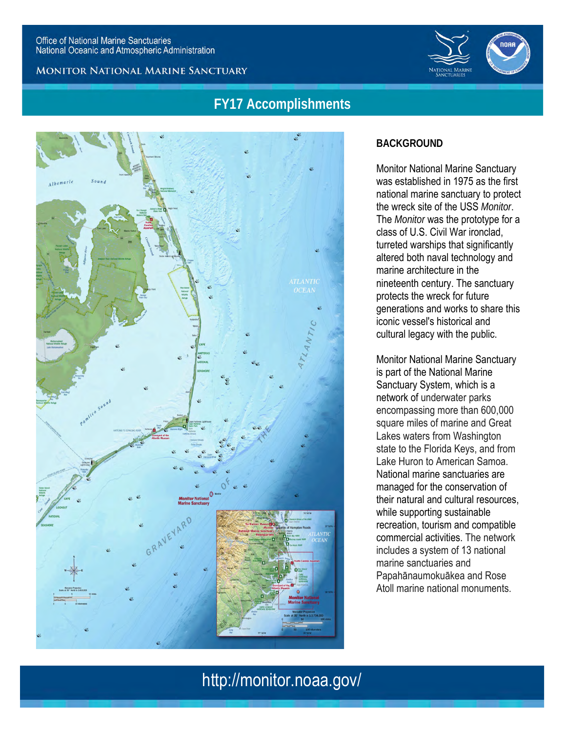Office of National Marine Sanctuaries
National Oceanic and Atmospheric Administration

MONITOR NATIONAL MARINE SANCTUARY

# FY17 Accomplishments

## BACKGROUND

Monitor National Marine Sanctuary was established in 1975 as the first national marine sanctuary to protect the wreck site of the USS *Monitor*. The *Monitor* was the prototype for a class of U.S. Civil War ironclad, turreted warships that significantly altered both naval technology and marine architecture in the nineteenth century. The sanctuary protects the wreck for future generations and works to share this iconic vessel's historical and cultural legacy with the public.

Monitor National Marine Sanctuary is part of the National Marine Sanctuary System, which is a network of underwater parks encompassing more than 600,000 square miles of marine and Great Lakes waters from Washington state to the Florida Keys, and from Lake Huron to American Samoa. National marine sanctuaries are managed for the conservation of their natural and cultural resources, while supporting sustainable recreation, tourism and compatible commercial activities. The network includes a system of 13 national marine sanctuaries and Papahānaumokuākea and Rose Atoll marine national monuments.

http://monitor.noaa.gov/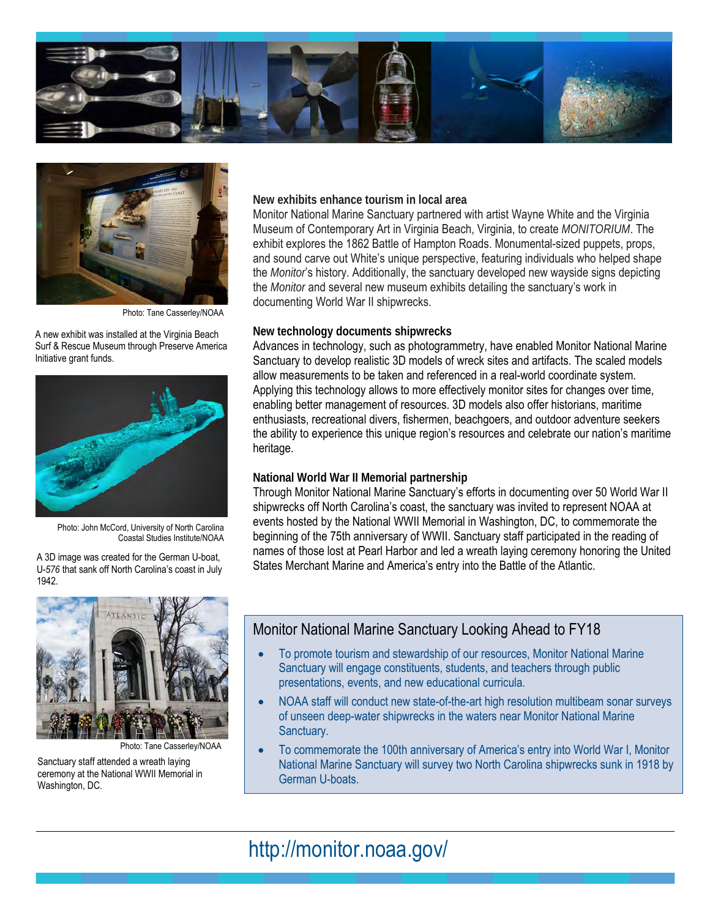Photo: Tane Casserley/NOAA

A new exhibit was installed at the Virginia Beach Surf & Rescue Museum through Preserve America Initiative grant funds.

Photo: John McCord, University of North Carolina Coastal Studies Institute/NOAA

A 3D image was created for the German U-boat, U-*576* that sank off North Carolina's coast in July 1942.

Photo: Tane Casserley/NOAA

Sanctuary staff attended a wreath laying ceremony at the National WWII Memorial in Washington, DC.

**New exhibits enhance tourism in local area**

Monitor National Marine Sanctuary partnered with artist Wayne White and the Virginia Museum of Contemporary Art in Virginia Beach, Virginia, to create *MONITORIUM*. The exhibit explores the 1862 Battle of Hampton Roads. Monumental-sized puppets, props, and sound carve out White's unique perspective, featuring individuals who helped shape the *Monitor*'s history. Additionally, the sanctuary developed new wayside signs depicting the *Monitor* and several new museum exhibits detailing the sanctuary's work in documenting World War II shipwrecks.

**New technology documents shipwrecks**

Advances in technology, such as photogrammetry, have enabled Monitor National Marine Sanctuary to develop realistic 3D models of wreck sites and artifacts. The scaled models allow measurements to be taken and referenced in a real-world coordinate system. Applying this technology allows to more effectively monitor sites for changes over time, enabling better management of resources. 3D models also offer historians, maritime enthusiasts, recreational divers, fishermen, beachgoers, and outdoor adventure seekers the ability to experience this unique region's resources and celebrate our nation's maritime heritage.

**National World War II Memorial partnership**

Through Monitor National Marine Sanctuary's efforts in documenting over 50 World War II shipwrecks off North Carolina's coast, the sanctuary was invited to represent NOAA at events hosted by the National WWII Memorial in Washington, DC, to commemorate the beginning of the 75th anniversary of WWII. Sanctuary staff participated in the reading of names of those lost at Pearl Harbor and led a wreath laying ceremony honoring the United States Merchant Marine and America's entry into the Battle of the Atlantic.

## Monitor National Marine Sanctuary Looking Ahead to FY18

- To promote tourism and stewardship of our resources, Monitor National Marine Sanctuary will engage constituents, students, and teachers through public presentations, events, and new educational curricula.
- NOAA staff will conduct new state-of-the-art high resolution multibeam sonar surveys of unseen deep-water shipwrecks in the waters near Monitor National Marine Sanctuary.
- To commemorate the 100th anniversary of America's entry into World War I, Monitor National Marine Sanctuary will survey two North Carolina shipwrecks sunk in 1918 by German U-boats.

http://monitor.noaa.gov/